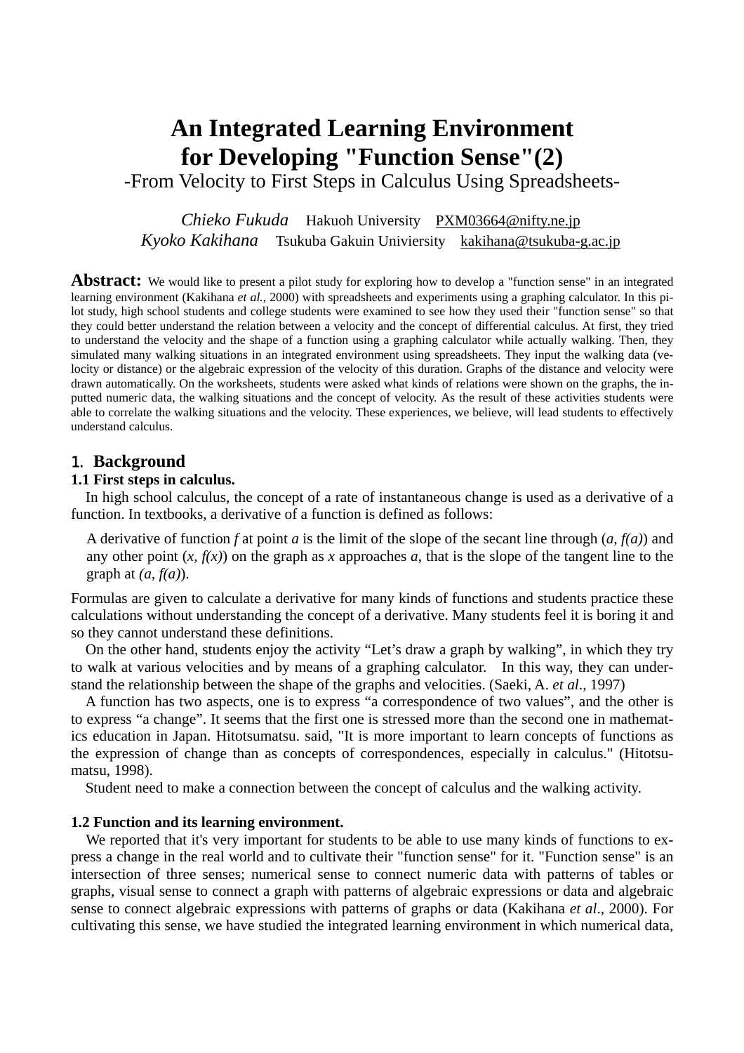# An Integrated Learning Environment for Developing "Function Sense"(2)

-From Velocity to First Steps in Calculus Using Spreadsheets-

*Chieko Fukuda* Hakuoh University PXM03664@nifty.ne.jp
*Kyoko Kakihana* Tsukuba Gakuin Univiersity kakihana@tsukuba-g.ac.jp

**Abstract:** We would like to present a pilot study for exploring how to develop a "function sense" in an integrated learning environment (Kakihana *et al.*, 2000) with spreadsheets and experiments using a graphing calculator. In this pilot study, high school students and college students were examined to see how they used their "function sense" so that they could better understand the relation between a velocity and the concept of differential calculus. At first, they tried to understand the velocity and the shape of a function using a graphing calculator while actually walking. Then, they simulated many walking situations in an integrated environment using spreadsheets. They input the walking data (velocity or distance) or the algebraic expression of the velocity of this duration. Graphs of the distance and velocity were drawn automatically. On the worksheets, students were asked what kinds of relations were shown on the graphs, the inputted numeric data, the walking situations and the concept of velocity. As the result of these activities students were able to correlate the walking situations and the velocity. These experiences, we believe, will lead students to effectively understand calculus.

## 1. Background

### 1.1 First steps in calculus.

In high school calculus, the concept of a rate of instantaneous change is used as a derivative of a function. In textbooks, a derivative of a function is defined as follows:

> A derivative of function $f$ at point $a$ is the limit of the slope of the secant line through $(a, f(a))$ and any other point $(x, f(x))$ on the graph as $x$ approaches $a$, that is the slope of the tangent line to the graph at $(a, f(a))$.

Formulas are given to calculate a derivative for many kinds of functions and students practice these calculations without understanding the concept of a derivative. Many students feel it is boring it and so they cannot understand these definitions.

On the other hand, students enjoy the activity "Let's draw a graph by walking", in which they try to walk at various velocities and by means of a graphing calculator. In this way, they can understand the relationship between the shape of the graphs and velocities. (Saeki, A. *et al*., 1997)

A function has two aspects, one is to express "a correspondence of two values", and the other is to express "a change". It seems that the first one is stressed more than the second one in mathematics education in Japan. Hitotsumatsu. said, "It is more important to learn concepts of functions as the expression of change than as concepts of correspondences, especially in calculus." (Hitotsumatsu, 1998).

Student need to make a connection between the concept of calculus and the walking activity.

### 1.2 Function and its learning environment.

We reported that it's very important for students to be able to use many kinds of functions to express a change in the real world and to cultivate their "function sense" for it. "Function sense" is an intersection of three senses; numerical sense to connect numeric data with patterns of tables or graphs, visual sense to connect a graph with patterns of algebraic expressions or data and algebraic sense to connect algebraic expressions with patterns of graphs or data (Kakihana *et al*., 2000). For cultivating this sense, we have studied the integrated learning environment in which numerical data,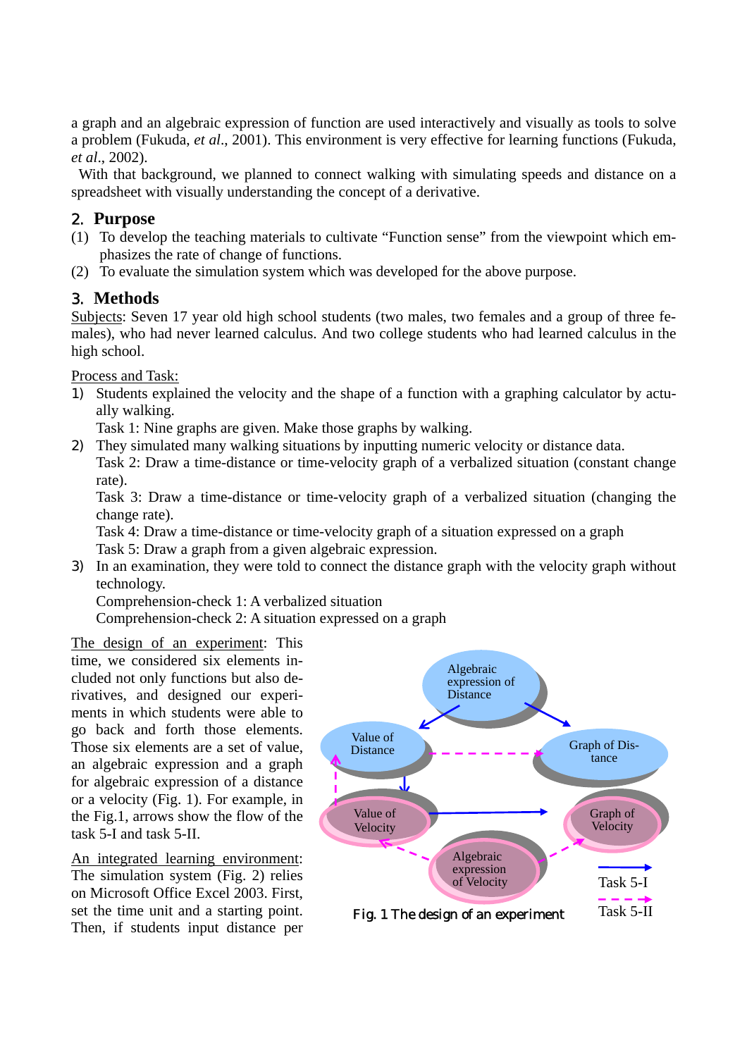a graph and an algebraic expression of function are used interactively and visually as tools to solve a problem (Fukuda, *et al*., 2001). This environment is very effective for learning functions (Fukuda, *et al*., 2002).

With that background, we planned to connect walking with simulating speeds and distance on a spreadsheet with visually understanding the concept of a derivative.

## 2. Purpose

(1) To develop the teaching materials to cultivate "Function sense" from the viewpoint which emphasizes the rate of change of functions.

(2) To evaluate the simulation system which was developed for the above purpose.

## 3. Methods

Subjects: Seven 17 year old high school students (two males, two females and a group of three females), who had never learned calculus. And two college students who had learned calculus in the high school.

Process and Task:

1) Students explained the velocity and the shape of a function with a graphing calculator by actually walking.
   Task 1: Nine graphs are given. Make those graphs by walking.
2) They simulated many walking situations by inputting numeric velocity or distance data.
   Task 2: Draw a time-distance or time-velocity graph of a verbalized situation (constant change rate).
   Task 3: Draw a time-distance or time-velocity graph of a verbalized situation (changing the change rate).
   Task 4: Draw a time-distance or time-velocity graph of a situation expressed on a graph
   Task 5: Draw a graph from a given algebraic expression.
3) In an examination, they were told to connect the distance graph with the velocity graph without technology.
   Comprehension-check 1: A verbalized situation
   Comprehension-check 2: A situation expressed on a graph

The design of an experiment: This time, we considered six elements included not only functions but also derivatives, and designed our experiments in which students were able to go back and forth those elements. Those six elements are a set of value, an algebraic expression and a graph for algebraic expression of a distance or a velocity (Fig. 1). For example, in the Fig.1, arrows show the flow of the task 5-I and task 5-II.

Algebraic expression of Distance
Value of Distance
Graph of Distance
Value of Velocity
Graph of Velocity
Algebraic expression of Velocity
Task 5-I
Task 5-II

Fig. 1 The design of an experiment

An integrated learning environment: The simulation system (Fig. 2) relies on Microsoft Office Excel 2003. First, set the time unit and a starting point. Then, if students input distance per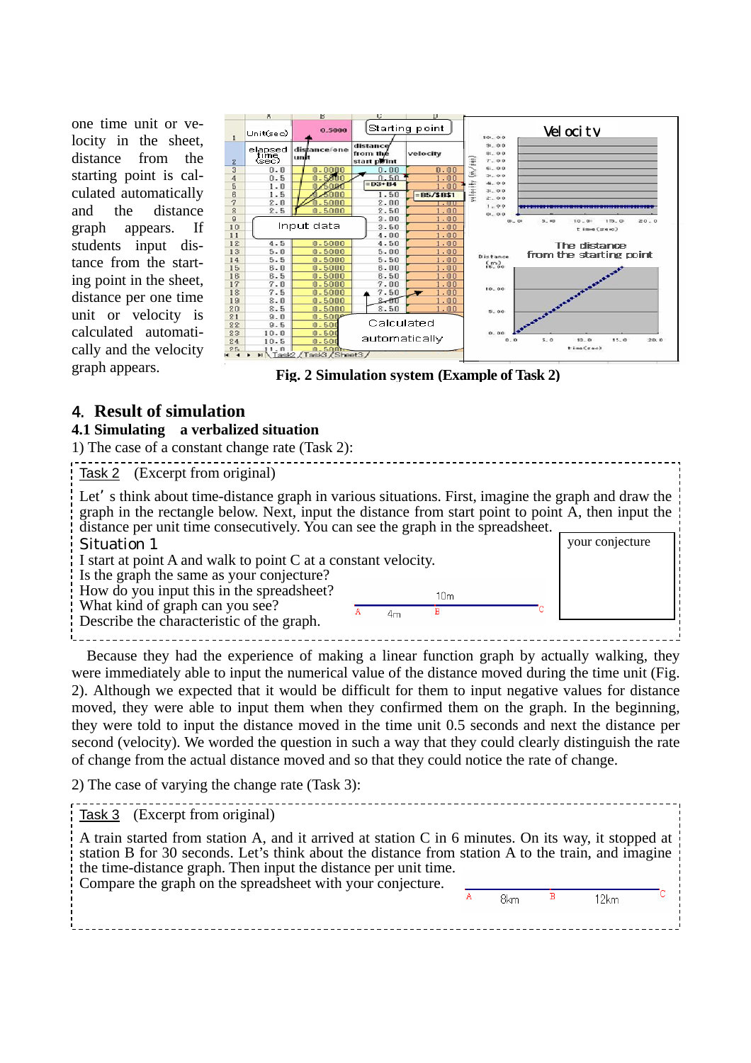one time unit or velocity in the sheet, distance from the starting point is calculated automatically and the distance graph appears. If students input distance from the starting point in the sheet, distance per one time unit or velocity is calculated automatically and the velocity graph appears.

**Fig. 2 Simulation system (Example of Task 2)**

## 4. Result of simulation

### 4.1 Simulating a verbalized situation

1) The case of a constant change rate (Task 2):

> Task 2 (Excerpt from original)
>
> Let's think about time-distance graph in various situations. First, imagine the graph and draw the graph in the rectangle below. Next, input the distance from start point to point A, then input the distance per unit time consecutively. You can see the graph in the spreadsheet.
>
> Situation 1
>
> I start at point A and walk to point C at a constant velocity.
> Is the graph the same as your conjecture?
> How do you input this in the spreadsheet?
> What kind of graph can you see?
> Describe the characteristic of the graph.
>
> your conjecture

Because they had the experience of making a linear function graph by actually walking, they were immediately able to input the numerical value of the distance moved during the time unit (Fig. 2). Although we expected that it would be difficult for them to input negative values for distance moved, they were able to input them when they confirmed them on the graph. In the beginning, they were told to input the distance moved in the time unit 0.5 seconds and next the distance per second (velocity). We worded the question in such a way that they could clearly distinguish the rate of change from the actual distance moved and so that they could notice the rate of change.

2) The case of varying the change rate (Task 3):

> Task 3 (Excerpt from original)
>
> A train started from station A, and it arrived at station C in 6 minutes. On its way, it stopped at station B for 30 seconds. Let's think about the distance from station A to the train, and imagine the time-distance graph. Then input the distance per unit time.
> Compare the graph on the spreadsheet with your conjecture.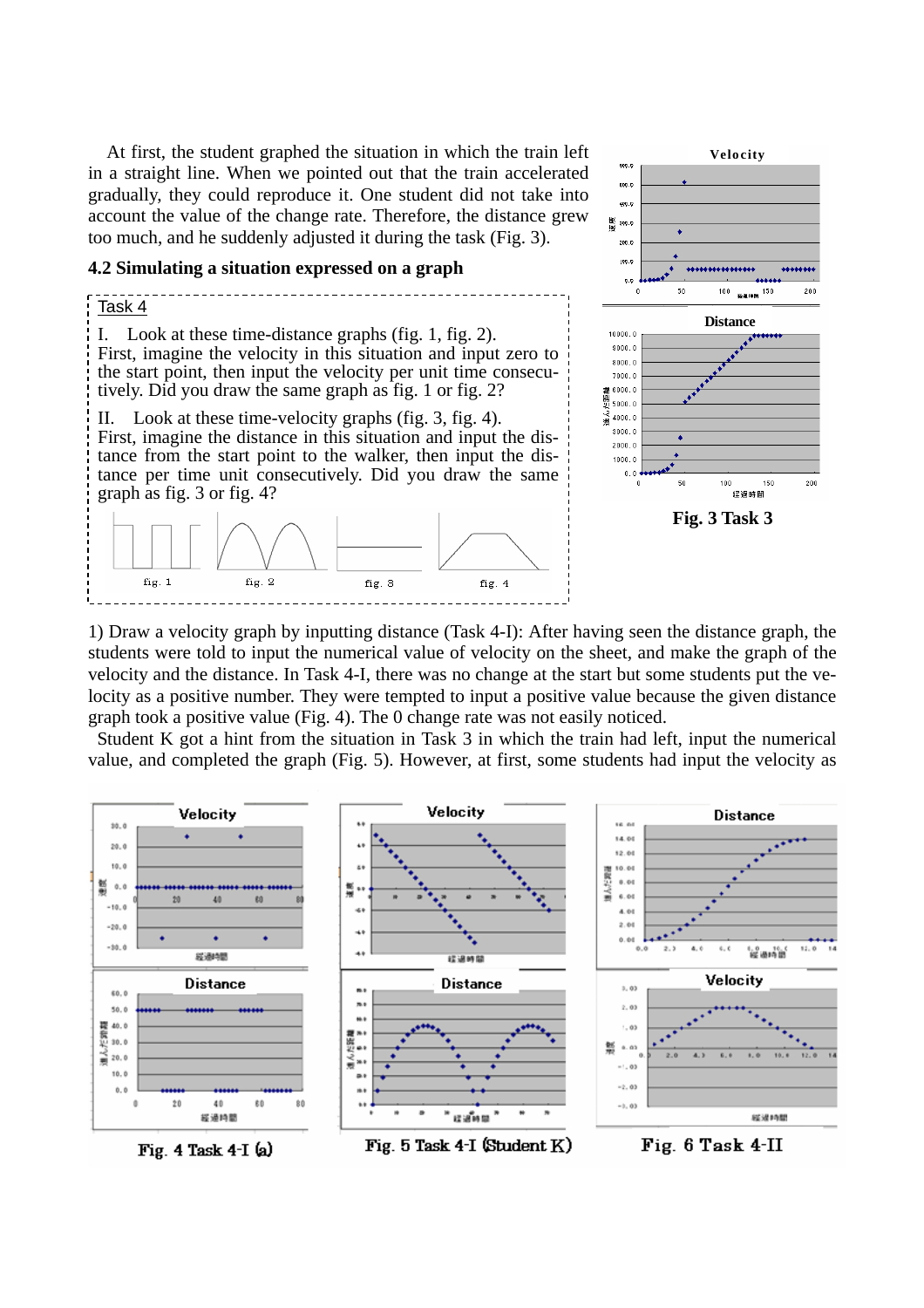At first, the student graphed the situation in which the train left in a straight line. When we pointed out that the train accelerated gradually, they could reproduce it. One student did not take into account the value of the change rate. Therefore, the distance grew too much, and he suddenly adjusted it during the task (Fig. 3).

### 4.2 Simulating a situation expressed on a graph

Task 4

I. Look at these time-distance graphs (fig. 1, fig. 2). First, imagine the velocity in this situation and input zero to the start point, then input the velocity per unit time consecutively. Did you draw the same graph as fig. 1 or fig. 2?

II. Look at these time-velocity graphs (fig. 3, fig. 4). First, imagine the distance in this situation and input the distance from the start point to the walker, then input the distance per time unit consecutively. Did you draw the same graph as fig. 3 or fig. 4?

fig. 1 fig. 2 fig. 3 fig. 4

**Fig. 3 Task 3**

1) Draw a velocity graph by inputting distance (Task 4-I): After having seen the distance graph, the students were told to input the numerical value of velocity on the sheet, and make the graph of the velocity and the distance. In Task 4-I, there was no change at the start but some students put the velocity as a positive number. They were tempted to input a positive value because the given distance graph took a positive value (Fig. 4). The 0 change rate was not easily noticed.

Student K got a hint from the situation in Task 3 in which the train had left, input the numerical value, and completed the graph (Fig. 5). However, at first, some students had input the velocity as

**Fig. 4 Task 4-I (a)** **Fig. 5 Task 4-I (Student K)** **Fig. 6 Task 4-II**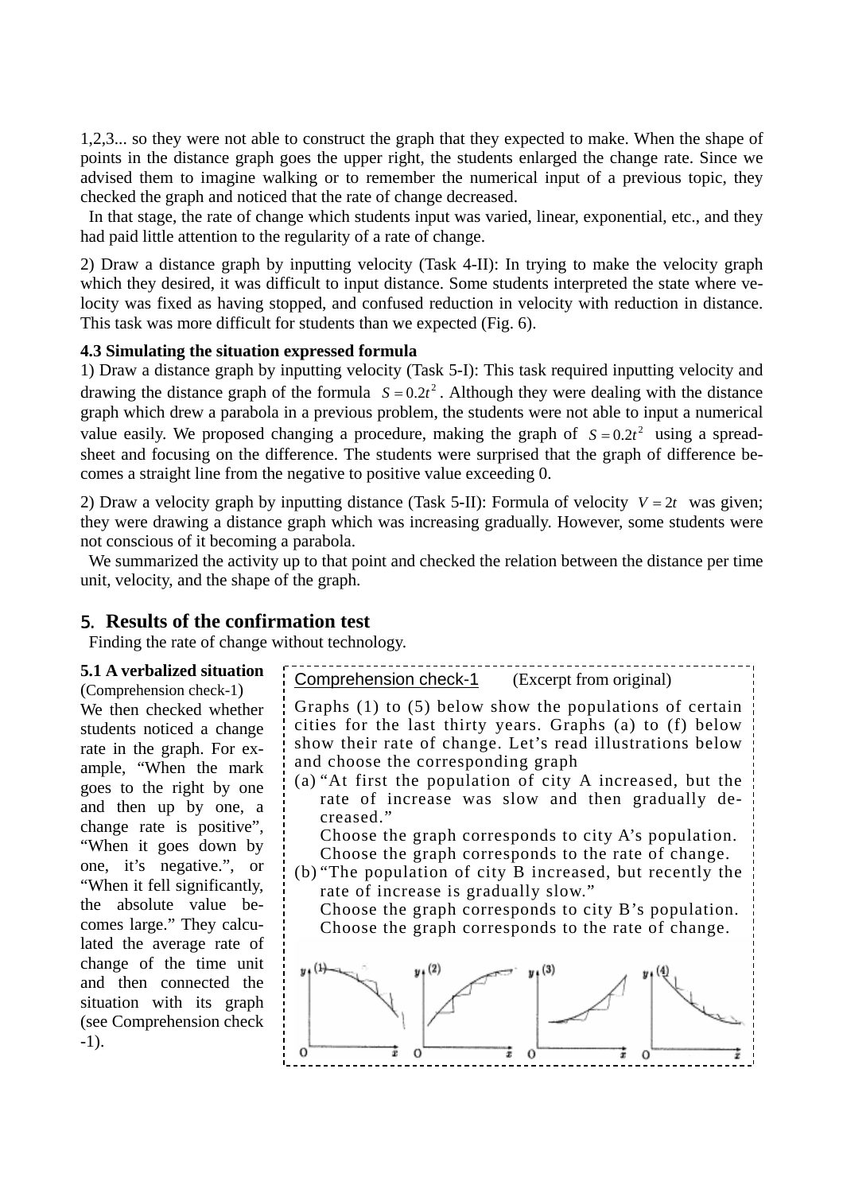1,2,3... so they were not able to construct the graph that they expected to make. When the shape of points in the distance graph goes the upper right, the students enlarged the change rate. Since we advised them to imagine walking or to remember the numerical input of a previous topic, they checked the graph and noticed that the rate of change decreased.

In that stage, the rate of change which students input was varied, linear, exponential, etc., and they had paid little attention to the regularity of a rate of change.

2) Draw a distance graph by inputting velocity (Task 4-II): In trying to make the velocity graph which they desired, it was difficult to input distance. Some students interpreted the state where velocity was fixed as having stopped, and confused reduction in velocity with reduction in distance. This task was more difficult for students than we expected (Fig. 6).

**4.3 Simulating the situation expressed formula**

1) Draw a distance graph by inputting velocity (Task 5-I): This task required inputting velocity and drawing the distance graph of the formula $S = 0.2t^2$. Although they were dealing with the distance graph which drew a parabola in a previous problem, the students were not able to input a numerical value easily. We proposed changing a procedure, making the graph of $S = 0.2t^2$ using a spreadsheet and focusing on the difference. The students were surprised that the graph of difference becomes a straight line from the negative to positive value exceeding 0.

2) Draw a velocity graph by inputting distance (Task 5-II): Formula of velocity $V = 2t$ was given; they were drawing a distance graph which was increasing gradually. However, some students were not conscious of it becoming a parabola.

We summarized the activity up to that point and checked the relation between the distance per time unit, velocity, and the shape of the graph.

## 5. Results of the confirmation test

Finding the rate of change without technology.

**5.1 A verbalized situation** (Comprehension check-1)

We then checked whether students noticed a change rate in the graph. For example, "When the mark goes to the right by one and then up by one, a change rate is positive", "When it goes down by one, it's negative.", or "When it fell significantly, the absolute value becomes large." They calculated the average rate of change of the time unit and then connected the situation with its graph (see Comprehension check-1).

Comprehension check-1 (Excerpt from original)

Graphs (1) to (5) below show the populations of certain cities for the last thirty years. Graphs (a) to (f) below show their rate of change. Let's read illustrations below and choose the corresponding graph

(a) "At first the population of city A increased, but the rate of increase was slow and then gradually decreased."
Choose the graph corresponds to city A's population.
Choose the graph corresponds to the rate of change.

(b) "The population of city B increased, but recently the rate of increase is gradually slow."
Choose the graph corresponds to city B's population.
Choose the graph corresponds to the rate of change.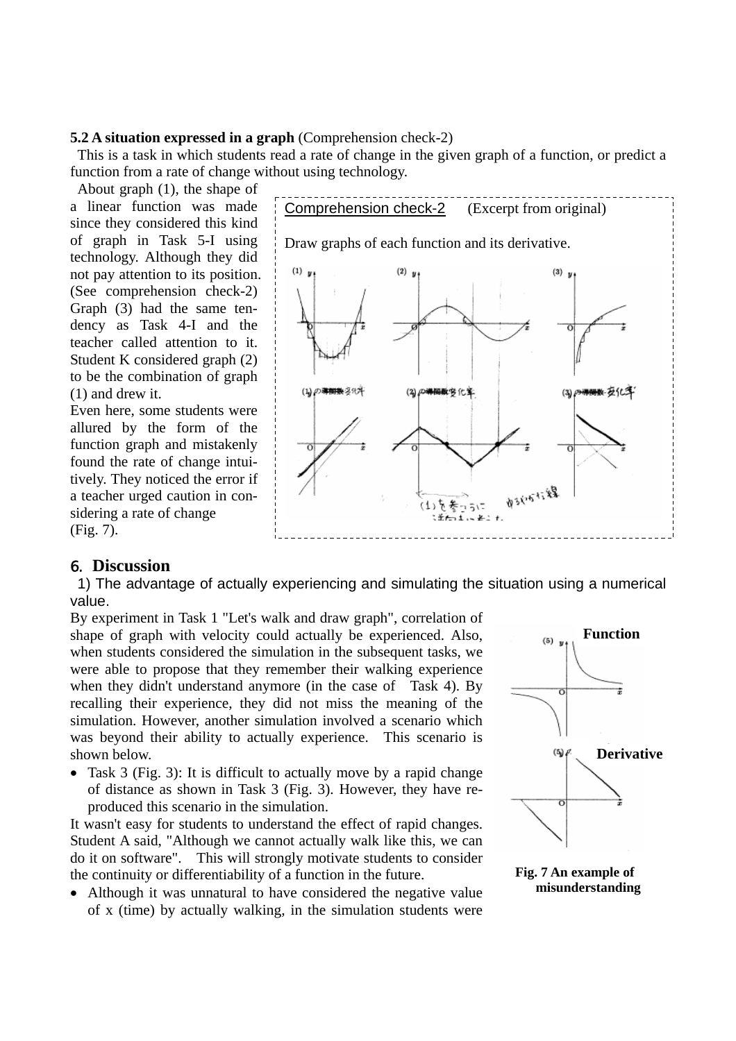**5.2 A situation expressed in a graph** (Comprehension check-2)

This is a task in which students read a rate of change in the given graph of a function, or predict a function from a rate of change without using technology.

About graph (1), the shape of a linear function was made since they considered this kind of graph in Task 5-I using technology. Although they did not pay attention to its position. (See comprehension check-2) Graph (3) had the same tendency as Task 4-I and the teacher called attention to it. Student K considered graph (2) to be the combination of graph (1) and drew it.

Even here, some students were allured by the form of the function graph and mistakenly found the rate of change intuitively. They noticed the error if a teacher urged caution in considering a rate of change (Fig. 7).

Comprehension check-2 (Excerpt from original)

Draw graphs of each function and its derivative.

## 6. Discussion

1) The advantage of actually experiencing and simulating the situation using a numerical value.

By experiment in Task 1 "Let's walk and draw graph", correlation of shape of graph with velocity could actually be experienced. Also, when students considered the simulation in the subsequent tasks, we were able to propose that they remember their walking experience when they didn't understand anymore (in the case of Task 4). By recalling their experience, they did not miss the meaning of the simulation. However, another simulation involved a scenario which was beyond their ability to actually experience. This scenario is shown below.

- Task 3 (Fig. 3): It is difficult to actually move by a rapid change of distance as shown in Task 3 (Fig. 3). However, they have reproduced this scenario in the simulation.

It wasn't easy for students to understand the effect of rapid changes. Student A said, "Although we cannot actually walk like this, we can do it on software". This will strongly motivate students to consider the continuity or differentiability of a function in the future.

- Although it was unnatural to have considered the negative value of x (time) by actually walking, in the simulation students were

Function

Derivative

**Fig. 7 An example of misunderstanding**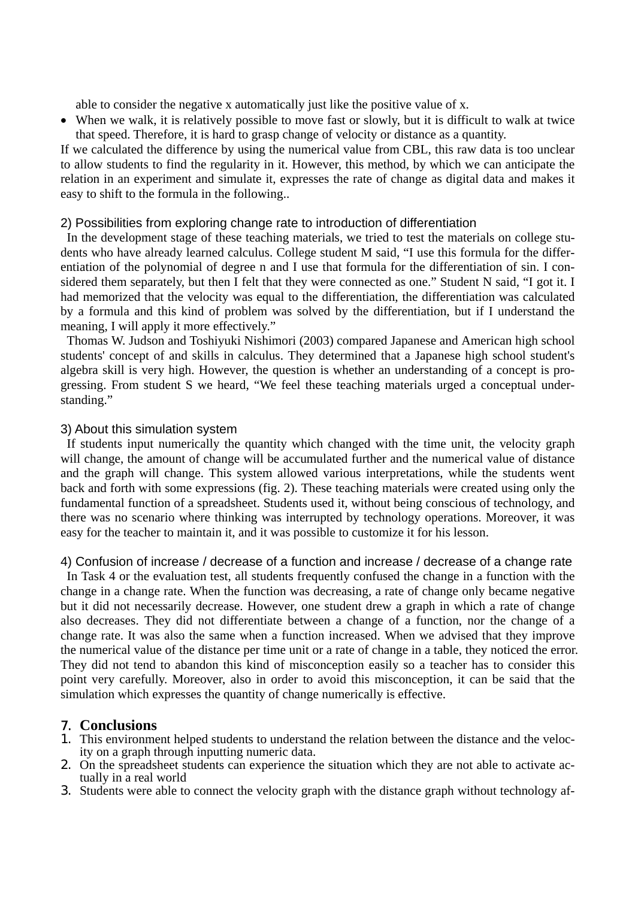able to consider the negative x automatically just like the positive value of x.

- When we walk, it is relatively possible to move fast or slowly, but it is difficult to walk at twice that speed. Therefore, it is hard to grasp change of velocity or distance as a quantity.

If we calculated the difference by using the numerical value from CBL, this raw data is too unclear to allow students to find the regularity in it. However, this method, by which we can anticipate the relation in an experiment and simulate it, expresses the rate of change as digital data and makes it easy to shift to the formula in the following..

#### 2) Possibilities from exploring change rate to introduction of differentiation

In the development stage of these teaching materials, we tried to test the materials on college students who have already learned calculus. College student M said, “I use this formula for the differentiation of the polynomial of degree n and I use that formula for the differentiation of sin. I considered them separately, but then I felt that they were connected as one.” Student N said, “I got it. I had memorized that the velocity was equal to the differentiation, the differentiation was calculated by a formula and this kind of problem was solved by the differentiation, but if I understand the meaning, I will apply it more effectively.”

Thomas W. Judson and Toshiyuki Nishimori (2003) compared Japanese and American high school students' concept of and skills in calculus. They determined that a Japanese high school student's algebra skill is very high. However, the question is whether an understanding of a concept is progressing. From student S we heard, “We feel these teaching materials urged a conceptual understanding.”

#### 3) About this simulation system

If students input numerically the quantity which changed with the time unit, the velocity graph will change, the amount of change will be accumulated further and the numerical value of distance and the graph will change. This system allowed various interpretations, while the students went back and forth with some expressions (fig. 2). These teaching materials were created using only the fundamental function of a spreadsheet. Students used it, without being conscious of technology, and there was no scenario where thinking was interrupted by technology operations. Moreover, it was easy for the teacher to maintain it, and it was possible to customize it for his lesson.

#### 4) Confusion of increase / decrease of a function and increase / decrease of a change rate

In Task 4 or the evaluation test, all students frequently confused the change in a function with the change in a change rate. When the function was decreasing, a rate of change only became negative but it did not necessarily decrease. However, one student drew a graph in which a rate of change also decreases. They did not differentiate between a change of a function, nor the change of a change rate. It was also the same when a function increased. When we advised that they improve the numerical value of the distance per time unit or a rate of change in a table, they noticed the error. They did not tend to abandon this kind of misconception easily so a teacher has to consider this point very carefully. Moreover, also in order to avoid this misconception, it can be said that the simulation which expresses the quantity of change numerically is effective.

## 7. Conclusions

1. This environment helped students to understand the relation between the distance and the velocity on a graph through inputting numeric data.
2. On the spreadsheet students can experience the situation which they are not able to activate actually in a real world
3. Students were able to connect the velocity graph with the distance graph without technology af-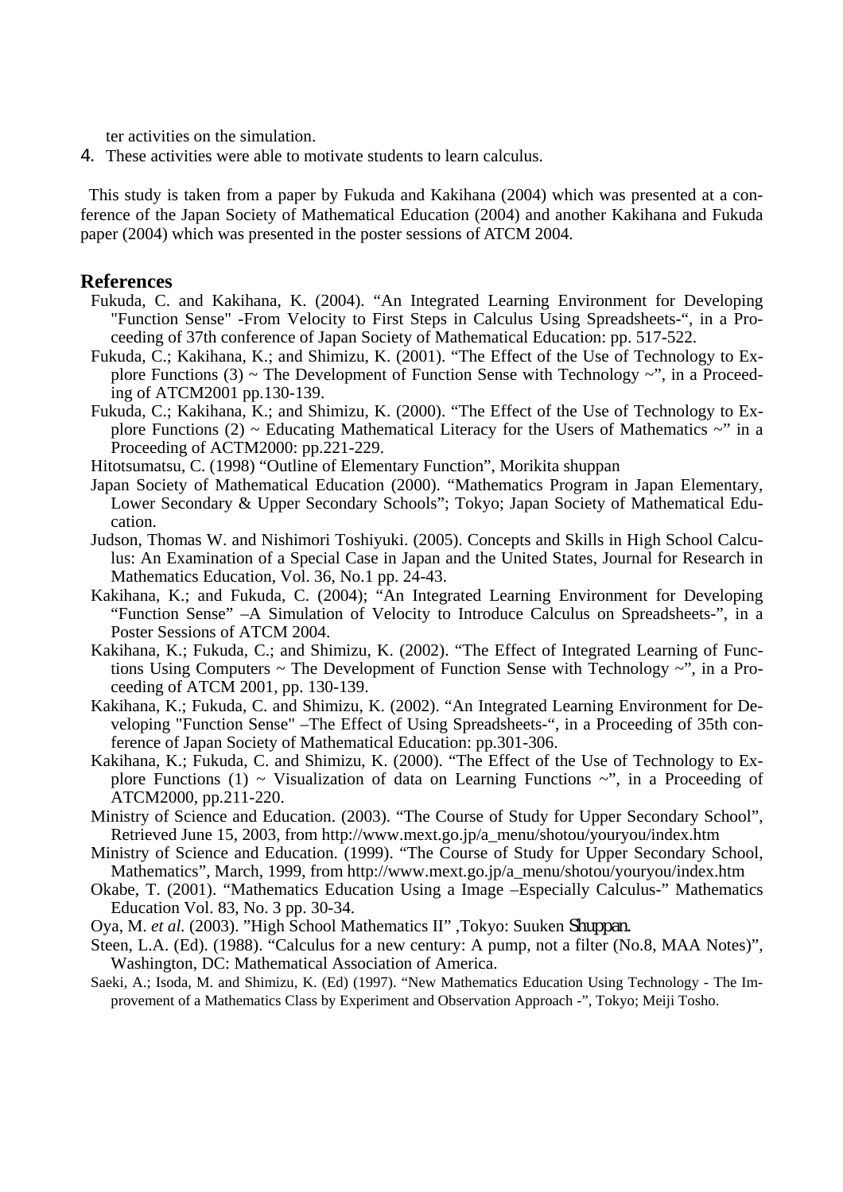ter activities on the simulation.

4. These activities were able to motivate students to learn calculus.

This study is taken from a paper by Fukuda and Kakihana (2004) which was presented at a conference of the Japan Society of Mathematical Education (2004) and another Kakihana and Fukuda paper (2004) which was presented in the poster sessions of ATCM 2004.

## References

Fukuda, C. and Kakihana, K. (2004). "An Integrated Learning Environment for Developing "Function Sense" -From Velocity to First Steps in Calculus Using Spreadsheets-", in a Proceeding of 37th conference of Japan Society of Mathematical Education: pp. 517-522.

Fukuda, C.; Kakihana, K.; and Shimizu, K. (2001). "The Effect of the Use of Technology to Explore Functions (3) ~ The Development of Function Sense with Technology ~", in a Proceeding of ATCM2001 pp.130-139.

Fukuda, C.; Kakihana, K.; and Shimizu, K. (2000). "The Effect of the Use of Technology to Explore Functions (2) ~ Educating Mathematical Literacy for the Users of Mathematics ~" in a Proceeding of ACTM2000: pp.221-229.

Hitotsumatsu, C. (1998) "Outline of Elementary Function", Morikita shuppan

Japan Society of Mathematical Education (2000). "Mathematics Program in Japan Elementary, Lower Secondary & Upper Secondary Schools"; Tokyo; Japan Society of Mathematical Education.

Judson, Thomas W. and Nishimori Toshiyuki. (2005). Concepts and Skills in High School Calculus: An Examination of a Special Case in Japan and the United States, Journal for Research in Mathematics Education, Vol. 36, No.1 pp. 24-43.

Kakihana, K.; and Fukuda, C. (2004); "An Integrated Learning Environment for Developing "Function Sense" –A Simulation of Velocity to Introduce Calculus on Spreadsheets-", in a Poster Sessions of ATCM 2004.

Kakihana, K.; Fukuda, C.; and Shimizu, K. (2002). "The Effect of Integrated Learning of Functions Using Computers ~ The Development of Function Sense with Technology ~", in a Proceeding of ATCM 2001, pp. 130-139.

Kakihana, K.; Fukuda, C. and Shimizu, K. (2002). "An Integrated Learning Environment for Developing "Function Sense" –The Effect of Using Spreadsheets-", in a Proceeding of 35th conference of Japan Society of Mathematical Education: pp.301-306.

Kakihana, K.; Fukuda, C. and Shimizu, K. (2000). "The Effect of the Use of Technology to Explore Functions (1) ~ Visualization of data on Learning Functions ~", in a Proceeding of ATCM2000, pp.211-220.

Ministry of Science and Education. (2003). "The Course of Study for Upper Secondary School", Retrieved June 15, 2003, from http://www.mext.go.jp/a_menu/shotou/youryou/index.htm

Ministry of Science and Education. (1999). "The Course of Study for Upper Secondary School, Mathematics", March, 1999, from http://www.mext.go.jp/a_menu/shotou/youryou/index.htm

Okabe, T. (2001). "Mathematics Education Using a Image –Especially Calculus-" Mathematics Education Vol. 83, No. 3 pp. 30-34.

Oya, M. *et al.* (2003). "High School Mathematics II" ,Tokyo: Suuken Shuppan.

Steen, L.A. (Ed). (1988). "Calculus for a new century: A pump, not a filter (No.8, MAA Notes)", Washington, DC: Mathematical Association of America.

Saeki, A.; Isoda, M. and Shimizu, K. (Ed) (1997). "New Mathematics Education Using Technology - The Improvement of a Mathematics Class by Experiment and Observation Approach -", Tokyo; Meiji Tosho.